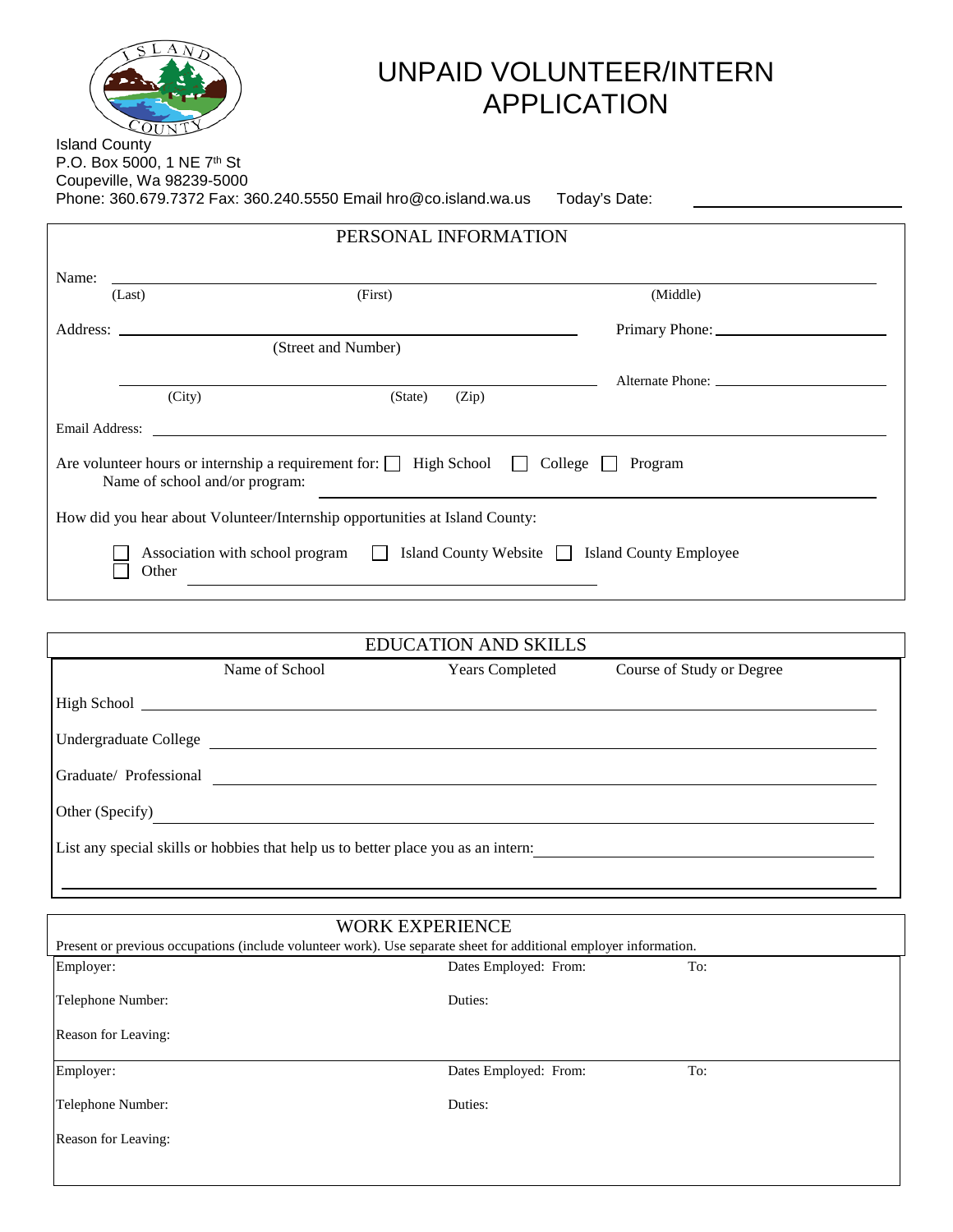# UNPAID VOLUNTEER/INTERN APPLICATION

Island County
P.O. Box 5000, 1 NE 7th St
Coupeville, Wa 98239-5000
Phone: 360.679.7372 Fax: 360.240.5550 Email hro@co.island.wa.us Today's Date: ____________________

## PERSONAL INFORMATION

Name: ______________________________________________________________
(Last) (First) (Middle)

Address: ________________________________________ Primary Phone: ____________________
(Street and Number)

________________________________________ Alternate Phone: ____________________
(City) (State) (Zip)

Email Address: ______________________________________________________________

Are volunteer hours or internship a requirement for: ☐ High School ☐ College ☐ Program
Name of school and/or program: ________________________________________

How did you hear about Volunteer/Internship opportunities at Island County:

☐ Association with school program ☐ Island County Website ☐ Island County Employee
☐ Other ________________________________________

## EDUCATION AND SKILLS

| | Name of School | Years Completed | Course of Study or Degree |
|---|---|---|---|
| High School | | | |
| Undergraduate College | | | |
| Graduate/ Professional | | | |
| Other (Specify) | | | |

List any special skills or hobbies that help us to better place you as an intern: ________________________________________

______________________________________________________________

## WORK EXPERIENCE

Present or previous occupations (include volunteer work). Use separate sheet for additional employer information.

Employer: Dates Employed: From: To:

Telephone Number: Duties:

Reason for Leaving:

Employer: Dates Employed: From: To:

Telephone Number: Duties:

Reason for Leaving: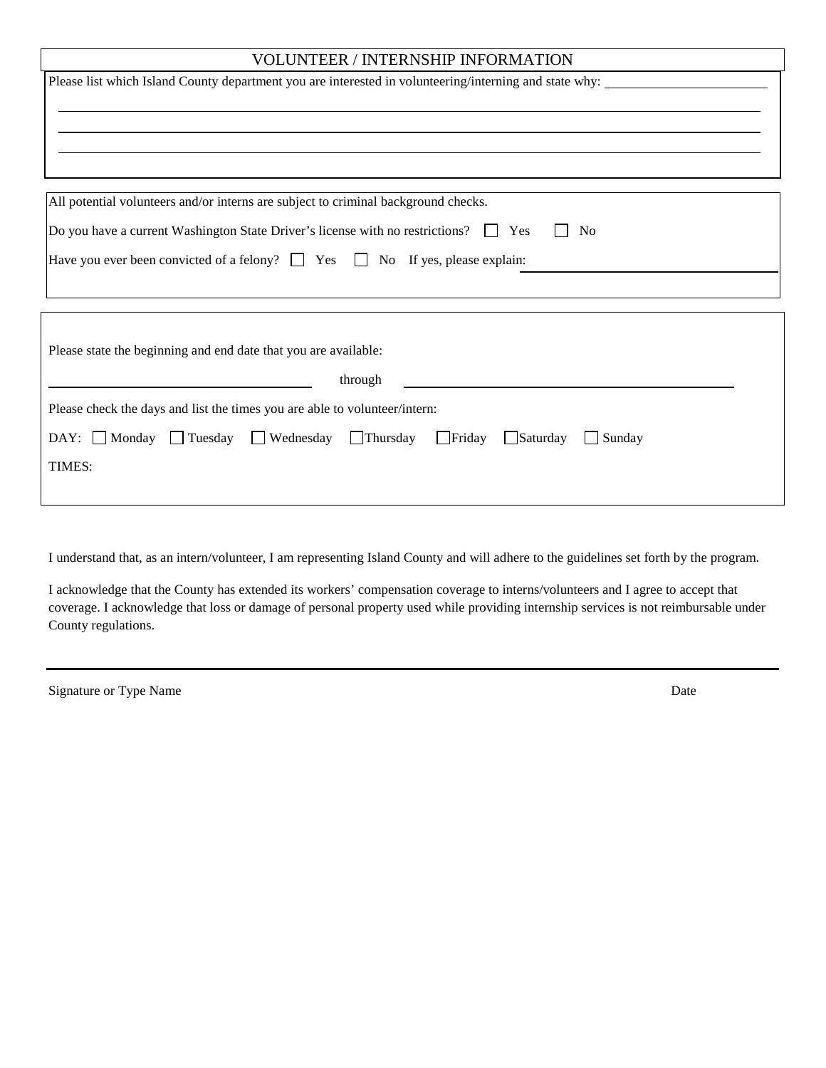## VOLUNTEER / INTERNSHIP INFORMATION

Please list which Island County department you are interested in volunteering/interning and state why: ______________________

_______________________________________________________________________________

_______________________________________________________________________________

_______________________________________________________________________________

All potential volunteers and/or interns are subject to criminal background checks.

Do you have a current Washington State Driver's license with no restrictions? ☐ Yes ☐ No

Have you ever been convicted of a felony? ☐ Yes ☐ No If yes, please explain: ______________________

Please state the beginning and end date that you are available:

______________________ through ______________________

Please check the days and list the times you are able to volunteer/intern:

DAY: ☐ Monday ☐ Tuesday ☐ Wednesday ☐ Thursday ☐ Friday ☐ Saturday ☐ Sunday

TIMES:

I understand that, as an intern/volunteer, I am representing Island County and will adhere to the guidelines set forth by the program.

I acknowledge that the County has extended its workers' compensation coverage to interns/volunteers and I agree to accept that coverage. I acknowledge that loss or damage of personal property used while providing internship services is not reimbursable under County regulations.

_______________________________________________________________________________

Signature or Type Name Date